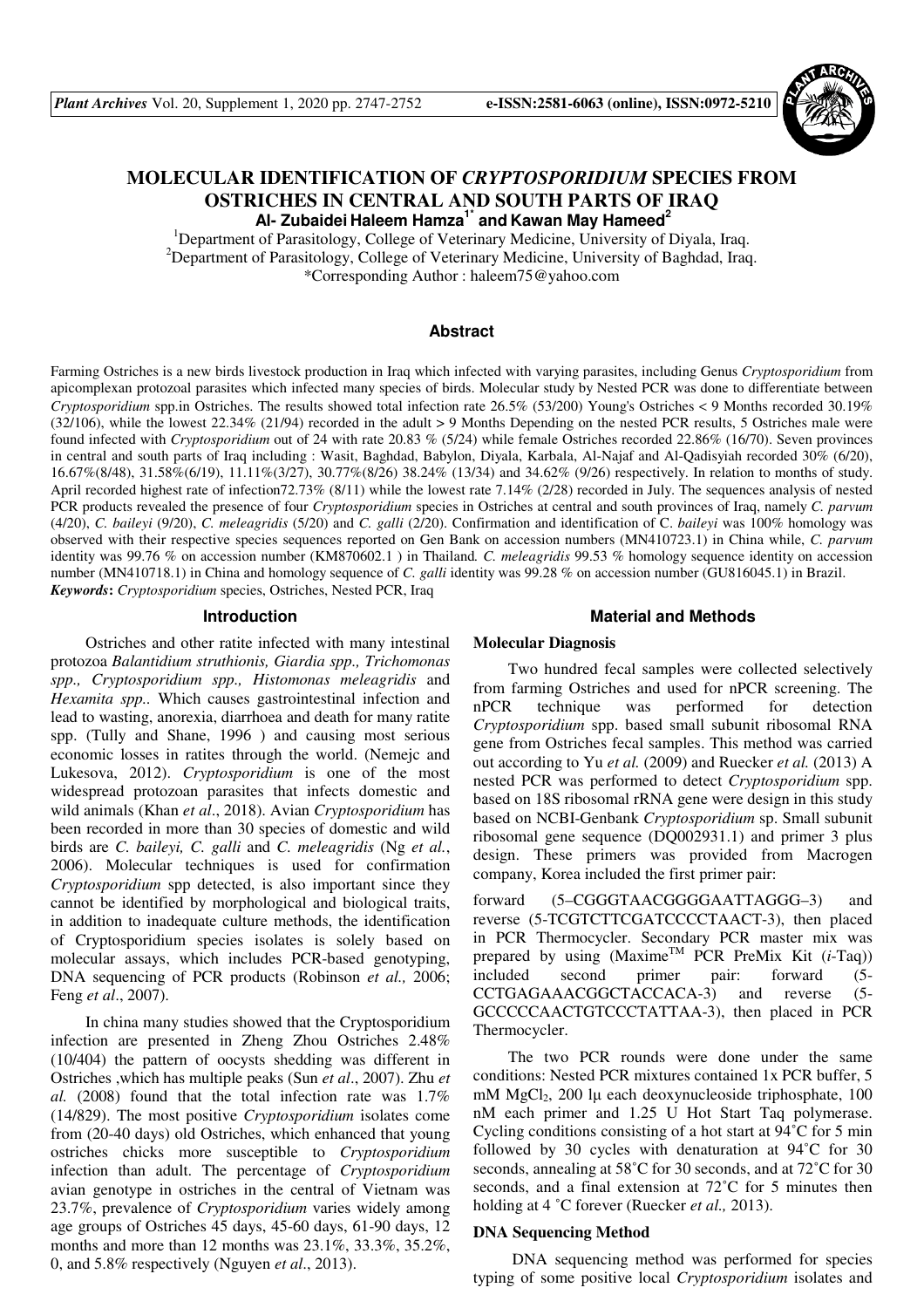# MOLECULAR IDENTIFICATION OF *CRYPTOSPORIDIUM* SPECIES FROM OSTRICHES IN CENTRAL AND SOUTH PARTS OF IRAQ

**Al- Zubaidei Haleem Hamza[1*] and Kawan May Hameed[2]**

[1]Department of Parasitology, College of Veterinary Medicine, University of Diyala, Iraq.
[2]Department of Parasitology, College of Veterinary Medicine, University of Baghdad, Iraq.
*Corresponding Author : haleem75@yahoo.com

## Abstract

Farming Ostriches is a new birds livestock production in Iraq which infected with varying parasites, including Genus *Cryptosporidium* from apicomplexan protozoal parasites which infected many species of birds. Molecular study by Nested PCR was done to differentiate between *Cryptosporidium* spp.in Ostriches. The results showed total infection rate 26.5% (53/200) Young's Ostriches < 9 Months recorded 30.19% (32/106), while the lowest 22.34% (21/94) recorded in the adult > 9 Months Depending on the nested PCR results, 5 Ostriches male were found infected with *Cryptosporidium* out of 24 with rate 20.83 % (5/24) while female Ostriches recorded 22.86% (16/70). Seven provinces in central and south parts of Iraq including : Wasit, Baghdad, Babylon, Diyala, Karbala, Al-Najaf and Al-Qadisyiah recorded 30% (6/20), 16.67%(8/48), 31.58%(6/19), 11.11%(3/27), 30.77%(8/26) 38.24% (13/34) and 34.62% (9/26) respectively. In relation to months of study. April recorded highest rate of infection72.73% (8/11) while the lowest rate 7.14% (2/28) recorded in July. The sequences analysis of nested PCR products revealed the presence of four *Cryptosporidium* species in Ostriches at central and south provinces of Iraq, namely *C. parvum* (4/20), *C. baileyi* (9/20), *C. meleagridis* (5/20) and *C. galli* (2/20). Confirmation and identification of C. *baileyi* was 100% homology was observed with their respective species sequences reported on Gen Bank on accession numbers (MN410723.1) in China while, *C. parvum* identity was 99.76 % on accession number (KM870602.1 ) in Thailand*. C. meleagridis* 99.53 % homology sequence identity on accession number (MN410718.1) in China and homology sequence of *C. galli* identity was 99.28 % on accession number (GU816045.1) in Brazil.

***Keywords*:** *Cryptosporidium* species, Ostriches, Nested PCR, Iraq

## Introduction

Ostriches and other ratite infected with many intestinal protozoa *Balantidium struthionis, Giardia spp., Trichomonas spp., Cryptosporidium spp., Histomonas meleagridis* and *Hexamita spp.*. Which causes gastrointestinal infection and lead to wasting, anorexia, diarrhoea and death for many ratite spp. (Tully and Shane, 1996 ) and causing most serious economic losses in ratites through the world. (Nemejc and Lukesova, 2012). *Cryptosporidium* is one of the most widespread protozoan parasites that infects domestic and wild animals (Khan *et al*., 2018). Avian *Cryptosporidium* has been recorded in more than 30 species of domestic and wild birds are *C. baileyi, C. galli* and *C. meleagridis* (Ng *et al.*, 2006). Molecular techniques is used for confirmation *Cryptosporidium* spp detected, is also important since they cannot be identified by morphological and biological traits, in addition to inadequate culture methods, the identification of Cryptosporidium species isolates is solely based on molecular assays, which includes PCR-based genotyping, DNA sequencing of PCR products (Robinson *et al.,* 2006; Feng *et al*., 2007).

In china many studies showed that the Cryptosporidium infection are presented in Zheng Zhou Ostriches 2.48% (10/404) the pattern of oocysts shedding was different in Ostriches ,which has multiple peaks (Sun *et al*., 2007). Zhu *et al.* (2008) found that the total infection rate was 1.7% (14/829). The most positive *Cryptosporidium* isolates come from (20-40 days) old Ostriches, which enhanced that young ostriches chicks more susceptible to *Cryptosporidium* infection than adult. The percentage of *Cryptosporidium* avian genotype in ostriches in the central of Vietnam was 23.7%, prevalence of *Cryptosporidium* varies widely among age groups of Ostriches 45 days, 45-60 days, 61-90 days, 12 months and more than 12 months was 23.1%, 33.3%, 35.2%, 0, and 5.8% respectively (Nguyen *et al*., 2013).

## Material and Methods

### Molecular Diagnosis

Two hundred fecal samples were collected selectively from farming Ostriches and used for nPCR screening. The nPCR technique was performed for detection *Cryptosporidium* spp. based small subunit ribosomal RNA gene from Ostriches fecal samples. This method was carried out according to Yu *et al.* (2009) and Ruecker *et al.* (2013) A nested PCR was performed to detect *Cryptosporidium* spp. based on 18S ribosomal rRNA gene were design in this study based on NCBI-Genbank *Cryptosporidium* sp. Small subunit ribosomal gene sequence (DQ002931.1) and primer 3 plus design. These primers was provided from Macrogen company, Korea included the first primer pair:

forward (5–CGGGTAACGGGGAATTAGGG–3) and reverse (5-TCGTCTTCGATCCCCTAACT-3), then placed in PCR Thermocycler. Secondary PCR master mix was prepared by using (Maxime[TM] PCR PreMix Kit (*i*-Taq)) included second primer pair: forward (5-CCTGAGAAACGGCTACCACA-3) and reverse (5-GCCCCCAACTGTCCCTATTAA-3), then placed in PCR Thermocycler.

The two PCR rounds were done under the same conditions: Nested PCR mixtures contained 1x PCR buffer, 5 mM $MgCl_2$, 200 lμ each deoxynucleoside triphosphate, 100 nM each primer and 1.25 U Hot Start Taq polymerase. Cycling conditions consisting of a hot start at 94˚C for 5 min followed by 30 cycles with denaturation at 94˚C for 30 seconds, annealing at 58˚C for 30 seconds, and at 72˚C for 30 seconds, and a final extension at 72˚C for 5 minutes then holding at 4 ˚C forever (Ruecker *et al.,* 2013).

### DNA Sequencing Method

DNA sequencing method was performed for species typing of some positive local *Cryptosporidium* isolates and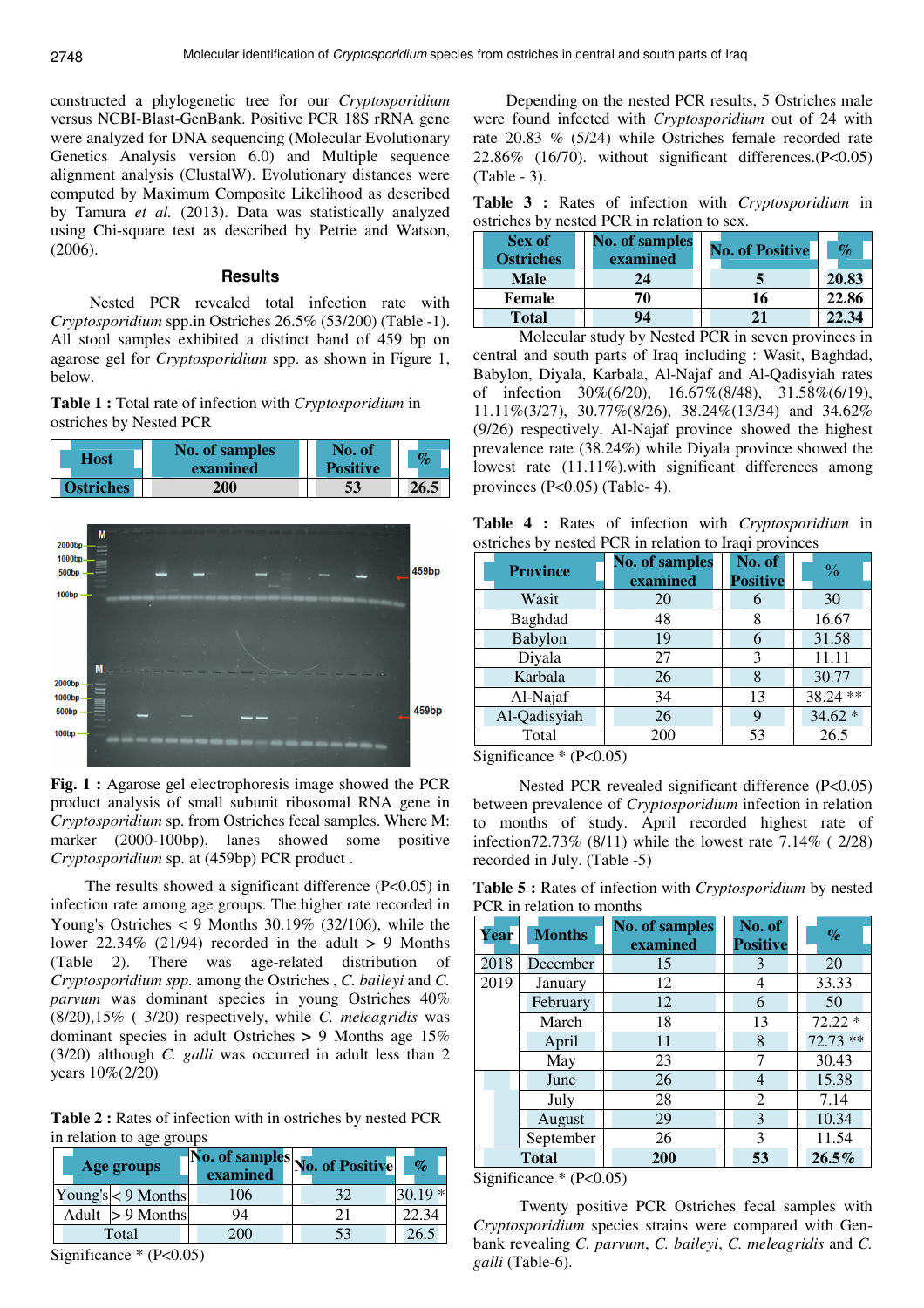constructed a phylogenetic tree for our *Cryptosporidium* versus NCBI-Blast-GenBank. Positive PCR 18S rRNA gene were analyzed for DNA sequencing (Molecular Evolutionary Genetics Analysis version 6.0) and Multiple sequence alignment analysis (ClustalW). Evolutionary distances were computed by Maximum Composite Likelihood as described by Tamura *et al.* (2013). Data was statistically analyzed using Chi-square test as described by Petrie and Watson, (2006).

## Results

Nested PCR revealed total infection rate with *Cryptosporidium* spp.in Ostriches 26.5% (53/200) (Table -1). All stool samples exhibited a distinct band of 459 bp on agarose gel for *Cryptosporidium* spp. as shown in Figure 1, below.

**Table 1 :** Total rate of infection with *Cryptosporidium* in ostriches by Nested PCR

| Host | No. of samples examined | No. of Positive | % |
|---|---|---|---|
| Ostriches | 200 | 53 | 26.5 |

**Fig. 1 :** Agarose gel electrophoresis image showed the PCR product analysis of small subunit ribosomal RNA gene in *Cryptosporidium* sp. from Ostriches fecal samples. Where M: marker (2000-100bp), lanes showed some positive *Cryptosporidium* sp. at (459bp) PCR product .

The results showed a significant difference (P<0.05) in infection rate among age groups. The higher rate recorded in Young's Ostriches < 9 Months 30.19% (32/106), while the lower 22.34% (21/94) recorded in the adult > 9 Months (Table 2). There was age-related distribution of *Cryptosporidium spp.* among the Ostriches , *C. baileyi* and *C. parvum* was dominant species in young Ostriches 40% (8/20),15% ( 3/20) respectively, while *C. meleagridis* was dominant species in adult Ostriches > 9 Months age 15% (3/20) although *C. galli* was occurred in adult less than 2 years 10%(2/20)

**Table 2 :** Rates of infection with in ostriches by nested PCR in relation to age groups

| Age groups | | No. of samples examined | No. of Positive | % |
|---|---|---|---|---|
| Young's | < 9 Months | 106 | 32 | 30.19 * |
| Adult | > 9 Months | 94 | 21 | 22.34 |
| Total | | 200 | 53 | 26.5 |

Significance * (P<0.05)

Depending on the nested PCR results, 5 Ostriches male were found infected with *Cryptosporidium* out of 24 with rate 20.83 % (5/24) while Ostriches female recorded rate 22.86% (16/70). without significant differences.(P<0.05) (Table - 3).

**Table 3 :** Rates of infection with *Cryptosporidium* in ostriches by nested PCR in relation to sex.

| Sex of Ostriches | No. of samples examined | No. of Positive | % |
|---|---|---|---|
| Male | 24 | 5 | 20.83 |
| Female | 70 | 16 | 22.86 |
| Total | 94 | 21 | 22.34 |

Molecular study by Nested PCR in seven provinces in central and south parts of Iraq including : Wasit, Baghdad, Babylon, Diyala, Karbala, Al-Najaf and Al-Qadisyiah rates of infection 30%(6/20), 16.67%(8/48), 31.58%(6/19), 11.11%(3/27), 30.77%(8/26), 38.24%(13/34) and 34.62% (9/26) respectively. Al-Najaf province showed the highest prevalence rate (38.24%) while Diyala province showed the lowest rate (11.11%).with significant differences among provinces (P<0.05) (Table- 4).

**Table 4 :** Rates of infection with *Cryptosporidium* in ostriches by nested PCR in relation to Iraqi provinces

| Province | No. of samples examined | No. of Positive | % |
|---|---|---|---|
| Wasit | 20 | 6 | 30 |
| Baghdad | 48 | 8 | 16.67 |
| Babylon | 19 | 6 | 31.58 |
| Diyala | 27 | 3 | 11.11 |
| Karbala | 26 | 8 | 30.77 |
| Al-Najaf | 34 | 13 | 38.24 ** |
| Al-Qadisyiah | 26 | 9 | 34.62 * |
| Total | 200 | 53 | 26.5 |

Significance * (P<0.05)

Nested PCR revealed significant difference (P<0.05) between prevalence of *Cryptosporidium* infection in relation to months of study. April recorded highest rate of infection72.73% (8/11) while the lowest rate 7.14% ( 2/28) recorded in July. (Table -5)

**Table 5 :** Rates of infection with *Cryptosporidium* by nested PCR in relation to months

| Year | Months | No. of samples examined | No. of Positive | % |
|---|---|---|---|---|
| 2018 | December | 15 | 3 | 20 |
| 2019 | January | 12 | 4 | 33.33 |
| | February | 12 | 6 | 50 |
| | March | 18 | 13 | 72.22 * |
| | April | 11 | 8 | 72.73 ** |
| | May | 23 | 7 | 30.43 |
| | June | 26 | 4 | 15.38 |
| | July | 28 | 2 | 7.14 |
| | August | 29 | 3 | 10.34 |
| | September | 26 | 3 | 11.54 |
| Total | | 200 | 53 | 26.5% |

Significance * (P<0.05)

Twenty positive PCR Ostriches fecal samples with *Cryptosporidium* species strains were compared with Gen-bank revealing *C. parvum*, *C. baileyi*, *C. meleagridis* and *C. galli* (Table-6).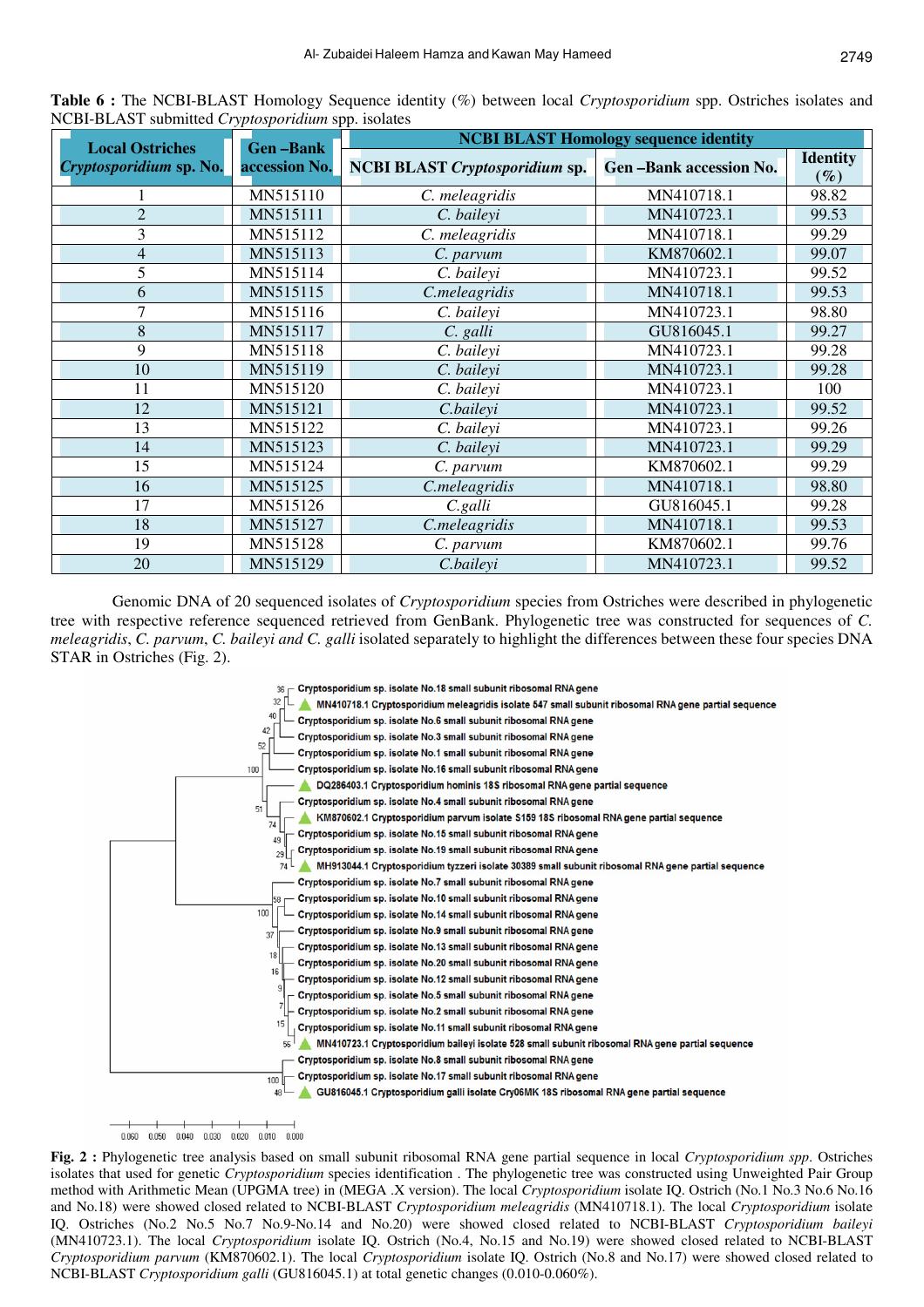**Table 6 :** The NCBI-BLAST Homology Sequence identity (%) between local *Cryptosporidium* spp. Ostriches isolates and NCBI-BLAST submitted *Cryptosporidium* spp. isolates

| Local Ostriches *Cryptosporidium* sp. No. | Gen –Bank accession No. | NCBI BLAST Homology sequence identity | | |
|---|---|---|---|---|
| | | NCBI BLAST *Cryptosporidium* sp. | Gen –Bank accession No. | Identity (%) |
| 1 | MN515110 | *C. meleagridis* | MN410718.1 | 98.82 |
| 2 | MN515111 | *C. baileyi* | MN410723.1 | 99.53 |
| 3 | MN515112 | *C. meleagridis* | MN410718.1 | 99.29 |
| 4 | MN515113 | *C. parvum* | KM870602.1 | 99.07 |
| 5 | MN515114 | *C. baileyi* | MN410723.1 | 99.52 |
| 6 | MN515115 | *C.meleagridis* | MN410718.1 | 99.53 |
| 7 | MN515116 | *C. baileyi* | MN410723.1 | 98.80 |
| 8 | MN515117 | *C. galli* | GU816045.1 | 99.27 |
| 9 | MN515118 | *C. baileyi* | MN410723.1 | 99.28 |
| 10 | MN515119 | *C. baileyi* | MN410723.1 | 99.28 |
| 11 | MN515120 | *C. baileyi* | MN410723.1 | 100 |
| 12 | MN515121 | *C.baileyi* | MN410723.1 | 99.52 |
| 13 | MN515122 | *C. baileyi* | MN410723.1 | 99.26 |
| 14 | MN515123 | *C. baileyi* | MN410723.1 | 99.29 |
| 15 | MN515124 | *C. parvum* | KM870602.1 | 99.29 |
| 16 | MN515125 | *C.meleagridis* | MN410718.1 | 98.80 |
| 17 | MN515126 | *C.galli* | GU816045.1 | 99.28 |
| 18 | MN515127 | *C.meleagridis* | MN410718.1 | 99.53 |
| 19 | MN515128 | *C. parvum* | KM870602.1 | 99.76 |
| 20 | MN515129 | *C.baileyi* | MN410723.1 | 99.52 |

Genomic DNA of 20 sequenced isolates of *Cryptosporidium* species from Ostriches were described in phylogenetic tree with respective reference sequenced retrieved from GenBank. Phylogenetic tree was constructed for sequences of *C. meleagridis*, *C. parvum*, *C. baileyi and C. galli* isolated separately to highlight the differences between these four species DNA STAR in Ostriches (Fig. 2).

**Fig. 2 :** Phylogenetic tree analysis based on small subunit ribosomal RNA gene partial sequence in local *Cryptosporidium spp.* Ostriches isolates that used for genetic *Cryptosporidium* species identification . The phylogenetic tree was constructed using Unweighted Pair Group method with Arithmetic Mean (UPGMA tree) in (MEGA .X version). The local *Cryptosporidium* isolate IQ. Ostrich (No.1 No.3 No.6 No.16 and No.18) were showed closed related to NCBI-BLAST *Cryptosporidium meleagridis* (MN410718.1). The local *Cryptosporidium* isolate IQ. Ostriches (No.2 No.5 No.7 No.9-No.14 and No.20) were showed closed related to NCBI-BLAST *Cryptosporidium baileyi* (MN410723.1). The local *Cryptosporidium* isolate IQ. Ostrich (No.4, No.15 and No.19) were showed closed related to NCBI-BLAST *Cryptosporidium parvum* (KM870602.1). The local *Cryptosporidium* isolate IQ. Ostrich (No.8 and No.17) were showed closed related to NCBI-BLAST *Cryptosporidium galli* (GU816045.1) at total genetic changes (0.010-0.060%).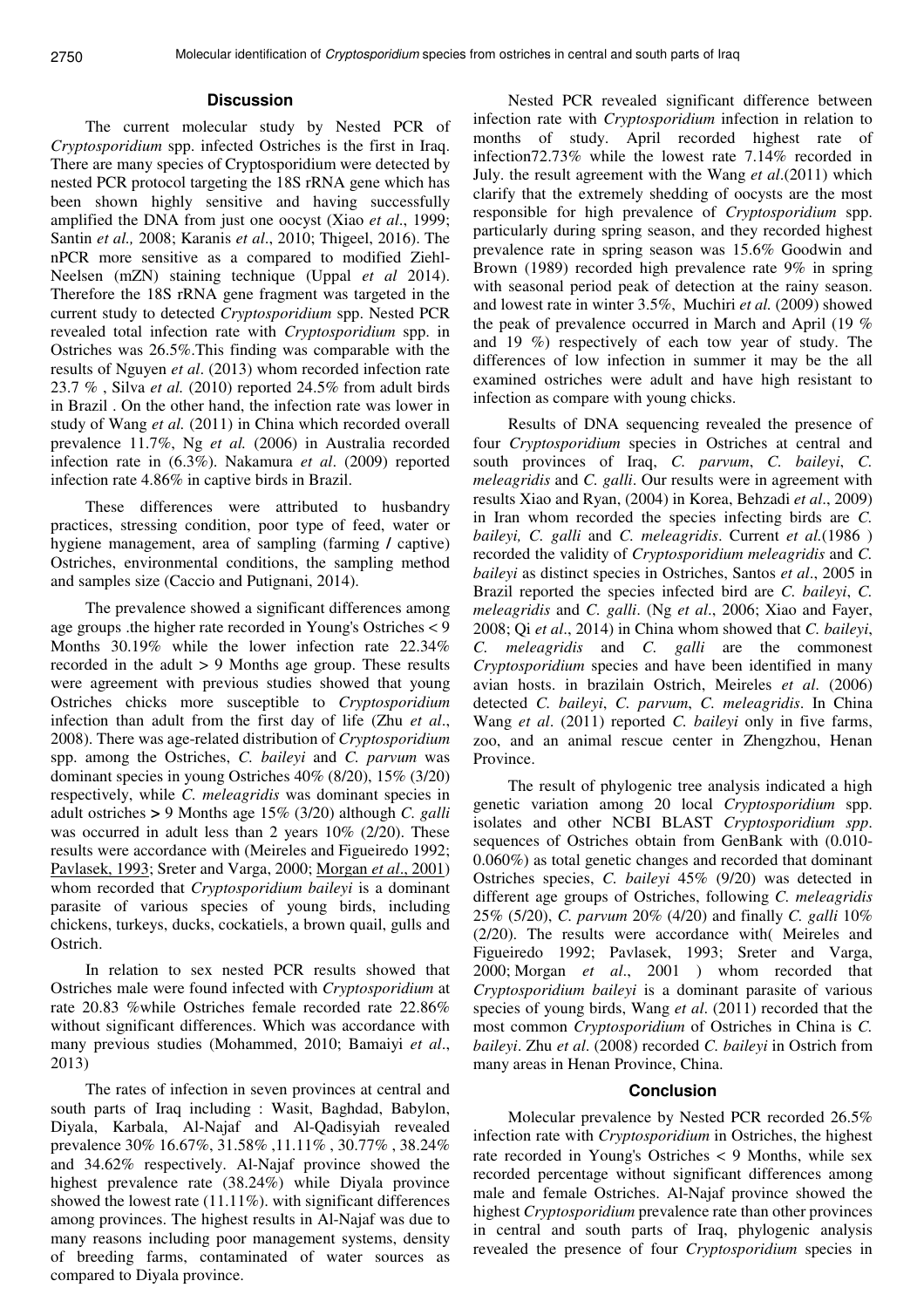## Discussion

The current molecular study by Nested PCR of *Cryptosporidium* spp. infected Ostriches is the first in Iraq. There are many species of Cryptosporidium were detected by nested PCR protocol targeting the 18S rRNA gene which has been shown highly sensitive and having successfully amplified the DNA from just one oocyst (Xiao *et al*., 1999; Santin *et al.,* 2008; Karanis *et al*., 2010; Thigeel, 2016). The nPCR more sensitive as a compared to modified Ziehl-Neelsen (mZN) staining technique (Uppal *et al* 2014). Therefore the 18S rRNA gene fragment was targeted in the current study to detected *Cryptosporidium* spp. Nested PCR revealed total infection rate with *Cryptosporidium* spp. in Ostriches was 26.5%.This finding was comparable with the results of Nguyen *et al*. (2013) whom recorded infection rate 23.7 % , Silva *et al.* (2010) reported 24.5% from adult birds in Brazil . On the other hand, the infection rate was lower in study of Wang *et al.* (2011) in China which recorded overall prevalence 11.7%, Ng *et al.* (2006) in Australia recorded infection rate in (6.3%). Nakamura *et al*. (2009) reported infection rate 4.86% in captive birds in Brazil.

These differences were attributed to husbandry practices, stressing condition, poor type of feed, water or hygiene management, area of sampling (farming / captive) Ostriches, environmental conditions, the sampling method and samples size (Caccio and Putignani, 2014).

The prevalence showed a significant differences among age groups .the higher rate recorded in Young's Ostriches < 9 Months 30.19% while the lower infection rate 22.34% recorded in the adult > 9 Months age group. These results were agreement with previous studies showed that young Ostriches chicks more susceptible to *Cryptosporidium* infection than adult from the first day of life (Zhu *et al*., 2008). There was age-related distribution of *Cryptosporidium* spp. among the Ostriches, *C. baileyi* and *C. parvum* was dominant species in young Ostriches 40% (8/20), 15% (3/20) respectively, while *C. meleagridis* was dominant species in adult ostriches > 9 Months age 15% (3/20) although *C. galli* was occurred in adult less than 2 years 10% (2/20). These results were accordance with (Meireles and Figueiredo 1992; Pavlasek, 1993; Sreter and Varga, 2000; Morgan *et al*., 2001) whom recorded that *Cryptosporidium baileyi* is a dominant parasite of various species of young birds, including chickens, turkeys, ducks, cockatiels, a brown quail, gulls and Ostrich.

In relation to sex nested PCR results showed that Ostriches male were found infected with *Cryptosporidium* at rate 20.83 %while Ostriches female recorded rate 22.86% without significant differences. Which was accordance with many previous studies (Mohammed, 2010; Bamaiyi *et al*., 2013)

The rates of infection in seven provinces at central and south parts of Iraq including : Wasit, Baghdad, Babylon, Diyala, Karbala, Al-Najaf and Al-Qadisyiah revealed prevalence 30% 16.67%, 31.58% ,11.11% , 30.77% , 38.24% and 34.62% respectively. Al-Najaf province showed the highest prevalence rate (38.24%) while Diyala province showed the lowest rate (11.11%). with significant differences among provinces. The highest results in Al-Najaf was due to many reasons including poor management systems, density of breeding farms, contaminated of water sources as compared to Diyala province.

Nested PCR revealed significant difference between infection rate with *Cryptosporidium* infection in relation to months of study. April recorded highest rate of infection72.73% while the lowest rate 7.14% recorded in July. the result agreement with the Wang *et al*.(2011) which clarify that the extremely shedding of oocysts are the most responsible for high prevalence of *Cryptosporidium* spp. particularly during spring season, and they recorded highest prevalence rate in spring season was 15.6% Goodwin and Brown (1989) recorded high prevalence rate 9% in spring with seasonal period peak of detection at the rainy season. and lowest rate in winter 3.5%, Muchiri *et al.* (2009) showed the peak of prevalence occurred in March and April (19 % and 19 %) respectively of each tow year of study. The differences of low infection in summer it may be the all examined ostriches were adult and have high resistant to infection as compare with young chicks.

Results of DNA sequencing revealed the presence of four *Cryptosporidium* species in Ostriches at central and south provinces of Iraq, *C. parvum*, *C. baileyi*, *C. meleagridis* and *C. galli*. Our results were in agreement with results Xiao and Ryan, (2004) in Korea, Behzadi *et al*., 2009) in Iran whom recorded the species infecting birds are *C. baileyi, C. galli* and *C. meleagridis*. Current *et al.*(1986 ) recorded the validity of *Cryptosporidium meleagridis* and *C. baileyi* as distinct species in Ostriches, Santos *et al*., 2005 in Brazil reported the species infected bird are *C. baileyi*, *C. meleagridis* and *C. galli*. (Ng *et al*., 2006; Xiao and Fayer, 2008; Qi *et al*., 2014) in China whom showed that *C. baileyi*, *C. meleagridis* and *C. galli* are the commonest *Cryptosporidium* species and have been identified in many avian hosts. in brazilain Ostrich, Meireles *et al*. (2006) detected *C. baileyi*, *C. parvum*, *C. meleagridis*. In China Wang *et al*. (2011) reported *C. baileyi* only in five farms, zoo, and an animal rescue center in Zhengzhou, Henan Province.

The result of phylogenic tree analysis indicated a high genetic variation among 20 local *Cryptosporidium* spp. isolates and other NCBI BLAST *Cryptosporidium spp*. sequences of Ostriches obtain from GenBank with (0.010-0.060%) as total genetic changes and recorded that dominant Ostriches species, *C. baileyi* 45% (9/20) was detected in different age groups of Ostriches, following *C. meleagridis* 25% (5/20), *C. parvum* 20% (4/20) and finally *C. galli* 10% (2/20). The results were accordance with( Meireles and Figueiredo 1992; Pavlasek, 1993; Sreter and Varga, 2000; Morgan *et al*., 2001 ) whom recorded that *Cryptosporidium baileyi* is a dominant parasite of various species of young birds, Wang *et al*. (2011) recorded that the most common *Cryptosporidium* of Ostriches in China is *C. baileyi*. Zhu *et al*. (2008) recorded *C. baileyi* in Ostrich from many areas in Henan Province, China.

## Conclusion

Molecular prevalence by Nested PCR recorded 26.5% infection rate with *Cryptosporidium* in Ostriches, the highest rate recorded in Young's Ostriches < 9 Months, while sex recorded percentage without significant differences among male and female Ostriches. Al-Najaf province showed the highest *Cryptosporidium* prevalence rate than other provinces in central and south parts of Iraq, phylogenic analysis revealed the presence of four *Cryptosporidium* species in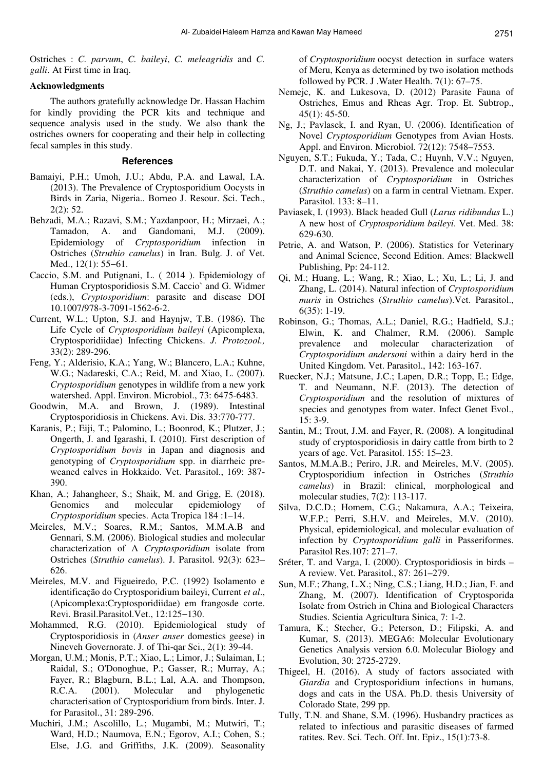Ostriches : *C. parvum*, *C. baileyi*, *C. meleagridis* and *C. galli*. At First time in Iraq.

**Acknowledgments**

The authors gratefully acknowledge Dr. Hassan Hachim for kindly providing the PCR kits and technique and sequence analysis used in the study. We also thank the ostriches owners for cooperating and their help in collecting fecal samples in this study.

## References

Bamaiyi, P.H.; Umoh, J.U.; Abdu, P.A. and Lawal, I.A. (2013). The Prevalence of Cryptosporidium Oocysts in Birds in Zaria, Nigeria.. Borneo J. Resour. Sci. Tech., 2(2): 52.

Behzadi, M.A.; Razavi, S.M.; Yazdanpoor, H.; Mirzaei, A.; Tamadon, A. and Gandomani, M.J. (2009). Epidemiology of *Cryptosporidium* infection in Ostriches (*Struthio camelus*) in Iran. Bulg. J. of Vet. Med., 12(1): 55–61.

Caccio, S.M. and Putignani, L. ( 2014 ). Epidemiology of Human Cryptosporidiosis S.M. Caccio` and G. Widmer (eds.), *Cryptosporidium*: parasite and disease DOI 10.1007/978-3-7091-1562-6-2.

Current, W.L.; Upton, S.J. and Haynjw, T.B. (1986). The Life Cycle of *Cryptosporidium baileyi* (Apicomplexa, Cryptosporidiidae) Infecting Chickens. *J. Protozool.,* 33(2): 289-296.

Feng, Y.; Alderisio, K.A.; Yang, W.; Blancero, L.A.; Kuhne, W.G.; Nadareski, C.A.; Reid, M. and Xiao, L. (2007). *Cryptosporidium* genotypes in wildlife from a new york watershed. Appl. Environ. Microbiol., 73: 6475-6483.

Goodwin, M.A. and Brown, J. (1989). Intestinal Cryptosporidiosis in Chickens. Avi. Dis. 33:770-777.

Karanis, P.; Eiji, T.; Palomino, L.; Boonrod, K.; Plutzer, J.; Ongerth, J. and Igarashi, I. (2010). First description of *Cryptosporidium bovis* in Japan and diagnosis and genotyping of *Cryptosporidium* spp. in diarrheic pre-weaned calves in Hokkaido. Vet. Parasitol., 169: 387-390.

Khan, A.; Jahangheer, S.; Shaik, M. and Grigg, E. (2018). Genomics and molecular epidemiology of *Cryptosporidium* species. Acta Tropica 184 :1–14.

Meireles, M.V.; Soares, R.M.; Santos, M.M.A.B and Gennari, S.M. (2006). Biological studies and molecular characterization of A *Cryptosporidium* isolate from Ostriches (*Struthio camelus*). J. Parasitol. 92(3): 623–626.

Meireles, M.V. and Figueiredo, P.C. (1992) Isolamento e identificação do Cryptosporidium baileyi, Current *et al*., (Apicomplexa:Cryptosporidiidae) em frangosde corte. Revi. Brasil.Parasitol.Vet., 12:125–130.

Mohammed, R.G. (2010). Epidemiological study of Cryptosporidiosis in (*Anser anser* domestics geese) in Nineveh Governorate. J. of Thi-qar Sci., 2(1): 39-44.

Morgan, U.M.; Monis, P.T.; Xiao, L.; Limor, J.; Sulaiman, I.; Raidal, S.; O'Donoghue, P.; Gasser, R.; Murray, A.; Fayer, R.; Blagburn, B.L.; Lal, A.A. and Thompson, R.C.A. (2001). Molecular and phylogenetic characterisation of Cryptosporidium from birds. Inter. J. for Parasitol., 31: 289-296.

Muchiri, J.M.; Ascolillo, L.; Mugambi, M.; Mutwiri, T.; Ward, H.D.; Naumova, E.N.; Egorov, A.I.; Cohen, S.; Else, J.G. and Griffiths, J.K. (2009). Seasonality of *Cryptosporidium* oocyst detection in surface waters of Meru, Kenya as determined by two isolation methods followed by PCR. J .Water Health. 7(1): 67–75.

Nemejc, K. and Lukesova, D. (2012) Parasite Fauna of Ostriches, Emus and Rheas Agr. Trop. Et. Subtrop., 45(1): 45-50.

Ng, J.; Pavlasek, I. and Ryan, U. (2006). Identification of Novel *Cryptosporidium* Genotypes from Avian Hosts. Appl. and Environ. Microbiol. 72(12): 7548–7553.

Nguyen, S.T.; Fukuda, Y.; Tada, C.; Huynh, V.V.; Nguyen, D.T. and Nakai, Y. (2013). Prevalence and molecular characterization of *Cryptosporidium* in Ostriches (*Struthio camelus*) on a farm in central Vietnam. Exper. Parasitol. 133: 8–11.

Paviasek, I. (1993). Black headed Gull (*Larus ridibundus* L.) A new host of *Cryptosporidium baileyi*. Vet. Med. 38: 629-630.

Petrie, A. and Watson, P. (2006). Statistics for Veterinary and Animal Science, Second Edition. Ames: Blackwell Publishing, Pp: 24-112.

Qi, M.; Huang, L.; Wang, R.; Xiao, L.; Xu, L.; Li, J. and Zhang, L. (2014). Natural infection of *Cryptosporidium muris* in Ostriches (*Struthio camelus*).Vet. Parasitol., 6(35): 1-19.

Robinson, G.; Thomas, A.L.; Daniel, R.G.; Hadfield, S.J.; Elwin, K. and Chalmer, R.M. (2006). Sample prevalence and molecular characterization of *Cryptosporidium andersoni* within a dairy herd in the United Kingdom. Vet. Parasitol., 142: 163-167.

Ruecker, N.J.; Matsune, J.C.; Lapen, D.R.; Topp, E.; Edge, T. and Neumann, N.F. (2013). The detection of *Cryptosporidium* and the resolution of mixtures of species and genotypes from water. Infect Genet Evol., 15: 3-9.

Santin, M.; Trout, J.M. and Fayer, R. (2008). A longitudinal study of cryptosporidiosis in dairy cattle from birth to 2 years of age. Vet. Parasitol. 155: 15–23.

Santos, M.M.A.B.; Periro, J.R. and Meireles, M.V. (2005). Cryptosporidium infection in Ostriches (*Struthio camelus*) in Brazil: clinical, morphological and molecular studies, 7(2): 113-117.

Silva, D.C.D.; Homem, C.G.; Nakamura, A.A.; Teixeira, W.F.P.; Perri, S.H.V. and Meireles, M.V. (2010). Physical, epidemiological, and molecular evaluation of infection by *Cryptosporidium galli* in Passeriformes. Parasitol Res.107: 271–7.

Sréter, T. and Varga, I. (2000). Cryptosporidiosis in birds – A review. Vet. Parasitol., 87: 261–279.

Sun, M.F.; Zhang, L.X.; Ning, C.S.; Liang, H.D.; Jian, F. and Zhang, M. (2007). Identification of Cryptosporida Isolate from Ostrich in China and Biological Characters Studies. Scientia Agricultura Sinica, 7: 1-2.

Tamura, K.; Stecher, G.; Peterson, D.; Filipski, A. and Kumar, S. (2013). MEGA6: Molecular Evolutionary Genetics Analysis version 6.0. Molecular Biology and Evolution, 30: 2725-2729.

Thigeel, H. (2016). A study of factors associated with *Giardia* and Cryptosporidium infections in humans, dogs and cats in the USA. Ph.D. thesis University of Colorado State, 299 pp.

Tully, T.N. and Shane, S.M. (1996). Husbandry practices as related to infectious and parasitic diseases of farmed ratites. Rev. Sci. Tech. Off. Int. Epiz., 15(1):73-8.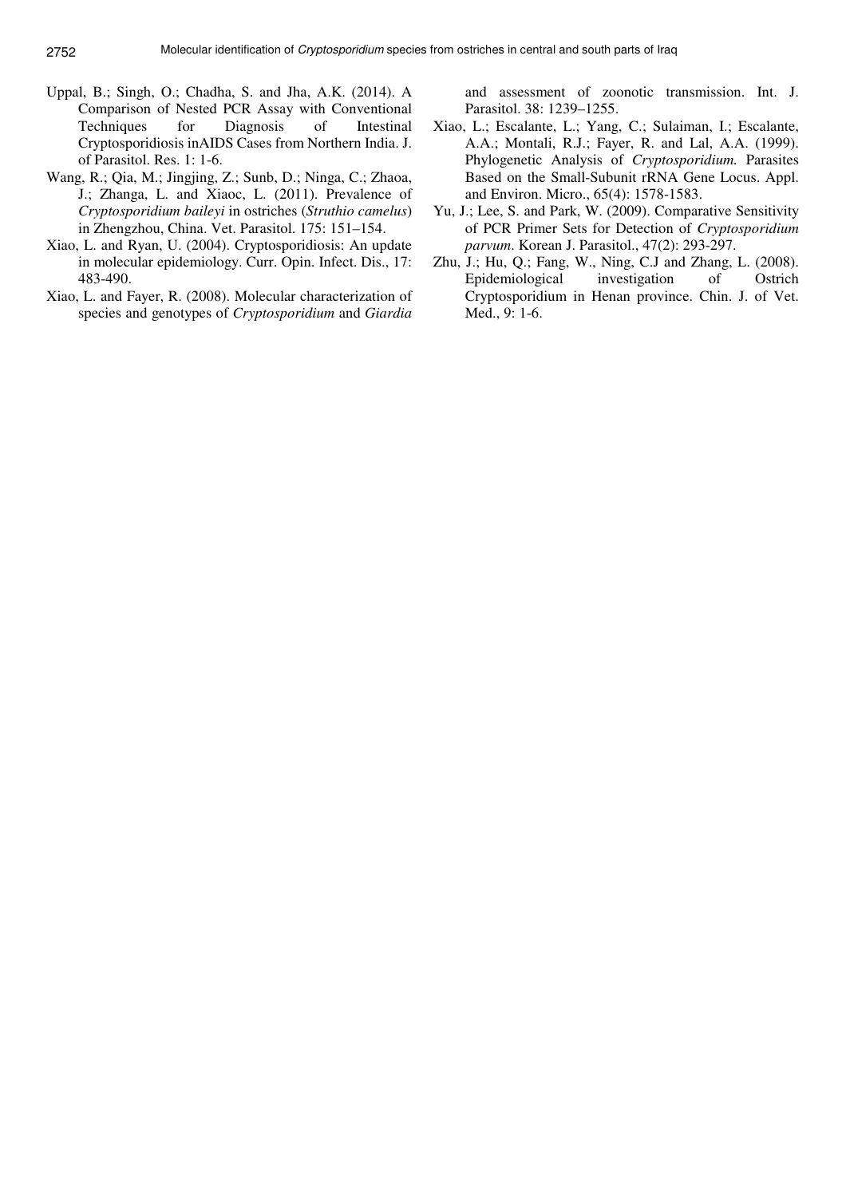Uppal, B.; Singh, O.; Chadha, S. and Jha, A.K. (2014). A Comparison of Nested PCR Assay with Conventional Techniques for Diagnosis of Intestinal Cryptosporidiosis inAIDS Cases from Northern India. J. of Parasitol. Res. 1: 1-6.

Wang, R.; Qia, M.; Jingjing, Z.; Sunb, D.; Ninga, C.; Zhaoa, J.; Zhanga, L. and Xiaoc, L. (2011). Prevalence of *Cryptosporidium baileyi* in ostriches (*Struthio camelus*) in Zhengzhou, China. Vet. Parasitol. 175: 151–154.

Xiao, L. and Ryan, U. (2004). Cryptosporidiosis: An update in molecular epidemiology. Curr. Opin. Infect. Dis., 17: 483-490.

Xiao, L. and Fayer, R. (2008). Molecular characterization of species and genotypes of *Cryptosporidium* and *Giardia* and assessment of zoonotic transmission. Int. J. Parasitol. 38: 1239–1255.

Xiao, L.; Escalante, L.; Yang, C.; Sulaiman, I.; Escalante, A.A.; Montali, R.J.; Fayer, R. and Lal, A.A. (1999). Phylogenetic Analysis of *Cryptosporidium.* Parasites Based on the Small-Subunit rRNA Gene Locus. Appl. and Environ. Micro., 65(4): 1578-1583.

Yu, J.; Lee, S. and Park, W. (2009). Comparative Sensitivity of PCR Primer Sets for Detection of *Cryptosporidium parvum*. Korean J. Parasitol., 47(2): 293-297.

Zhu, J.; Hu, Q.; Fang, W., Ning, C.J and Zhang, L. (2008). Epidemiological investigation of Ostrich Cryptosporidium in Henan province. Chin. J. of Vet. Med., 9: 1-6.